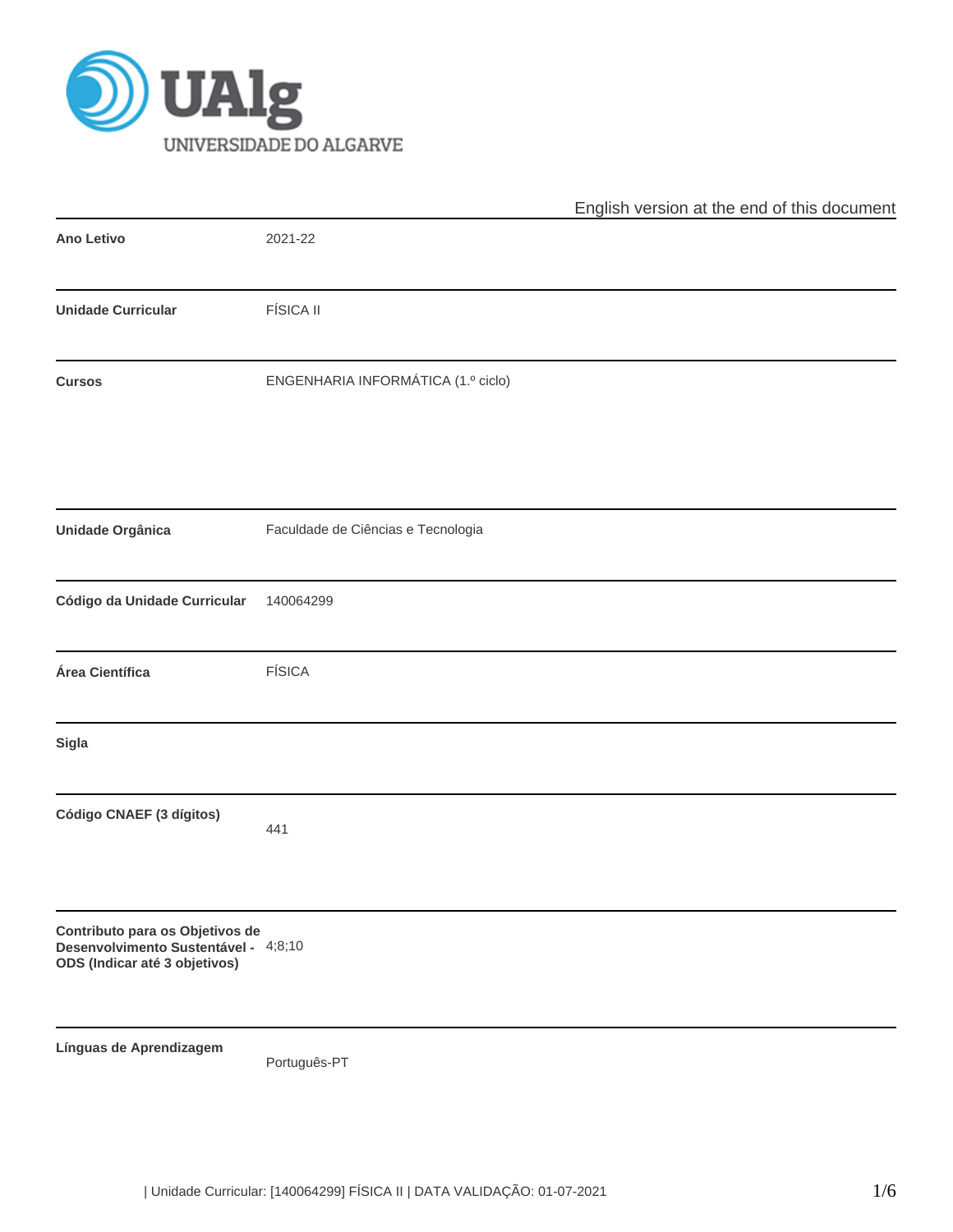English version at the end of this document

| | |
|---|---|
| **Ano Letivo** | 2021-22 |
| **Unidade Curricular** | FÍSICA II |
| **Cursos** | ENGENHARIA INFORMÁTICA (1.º ciclo) |
| **Unidade Orgânica** | Faculdade de Ciências e Tecnologia |
| **Código da Unidade Curricular** | 140064299 |
| **Área Científica** | FÍSICA |
| **Sigla** | |
| **Código CNAEF (3 dígitos)** | 441 |
| **Contributo para os Objetivos de Desenvolvimento Sustentável - ODS (Indicar até 3 objetivos)** | 4;8;10 |
| **Línguas de Aprendizagem** | Português-PT |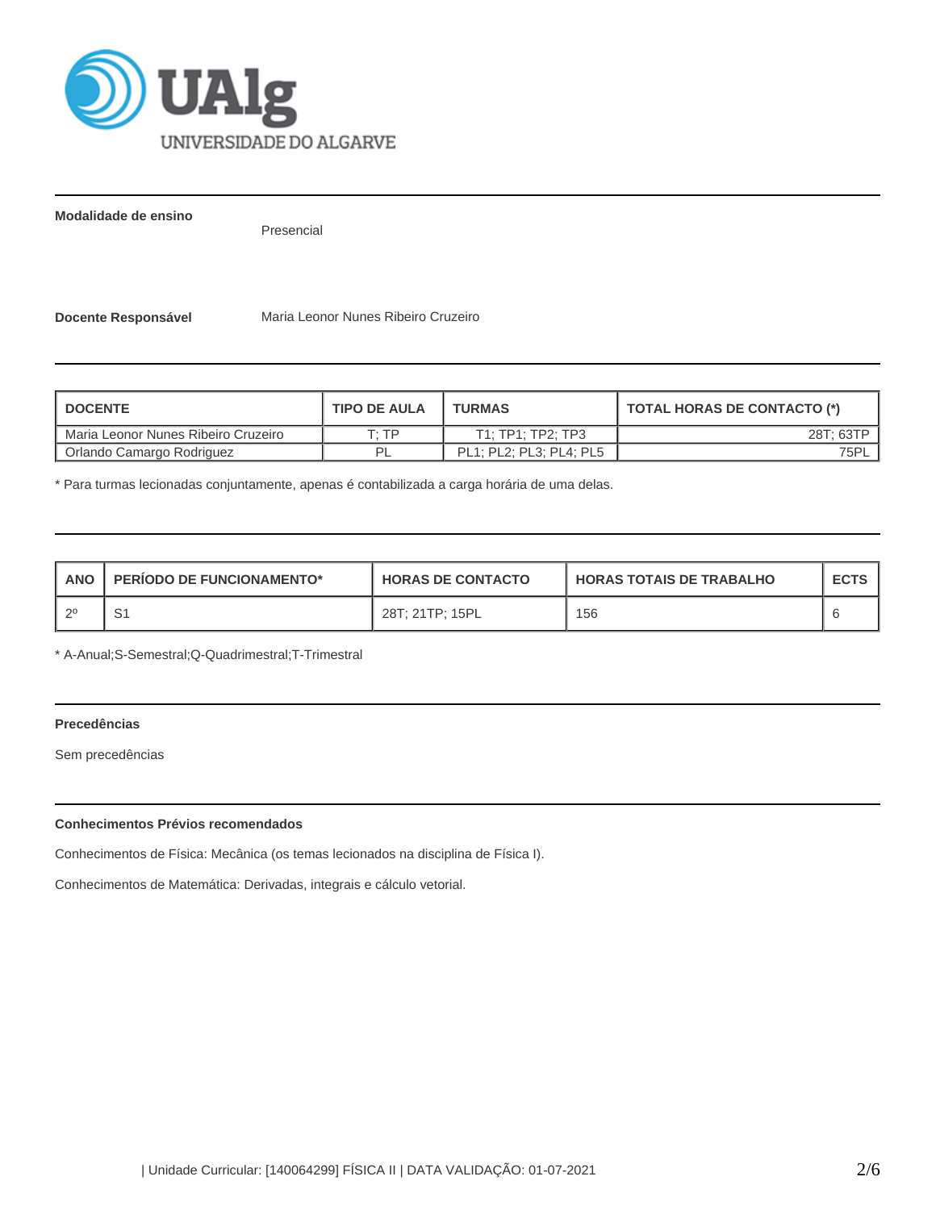**Modalidade de ensino** Presencial

**Docente Responsável** Maria Leonor Nunes Ribeiro Cruzeiro

| DOCENTE | TIPO DE AULA | TURMAS | TOTAL HORAS DE CONTACTO (*) |
|---|---|---|---|
| Maria Leonor Nunes Ribeiro Cruzeiro | T; TP | T1; TP1; TP2; TP3 | 28T; 63TP |
| Orlando Camargo Rodriguez | PL | PL1; PL2; PL3; PL4; PL5 | 75PL |

* Para turmas lecionadas conjuntamente, apenas é contabilizada a carga horária de uma delas.

| ANO | PERÍODO DE FUNCIONAMENTO* | HORAS DE CONTACTO | HORAS TOTAIS DE TRABALHO | ECTS |
|---|---|---|---|---|
| 2º | S1 | 28T; 21TP; 15PL | 156 | 6 |

* A-Anual;S-Semestral;Q-Quadrimestral;T-Trimestral

**Precedências**

Sem precedências

**Conhecimentos Prévios recomendados**

Conhecimentos de Física: Mecânica (os temas lecionados na disciplina de Física I).

Conhecimentos de Matemática: Derivadas, integrais e cálculo vetorial.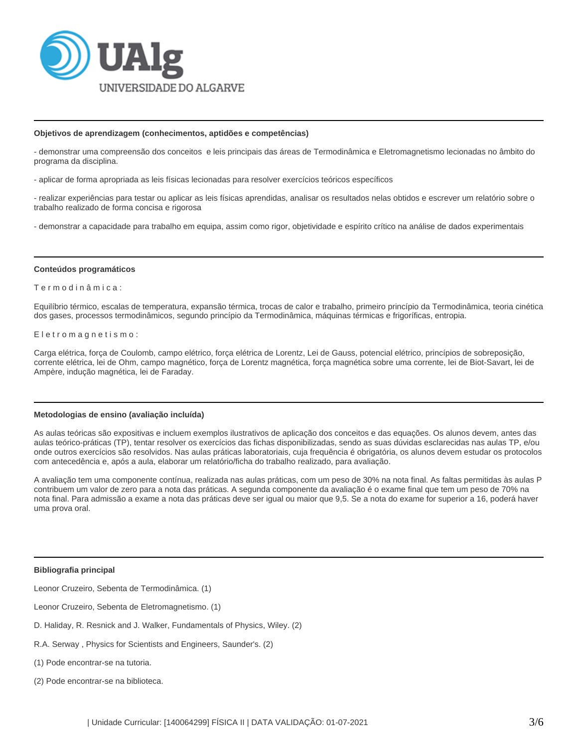### Objetivos de aprendizagem (conhecimentos, aptidões e competências)

- demonstrar uma compreensão dos conceitos  e leis principais das áreas de Termodinâmica e Eletromagnetismo lecionadas no âmbito do programa da disciplina.

- aplicar de forma apropriada as leis físicas lecionadas para resolver exercícios teóricos específicos

- realizar experiências para testar ou aplicar as leis físicas aprendidas, analisar os resultados nelas obtidos e escrever um relatório sobre o trabalho realizado de forma concisa e rigorosa

- demonstrar a capacidade para trabalho em equipa, assim como rigor, objetividade e espírito crítico na análise de dados experimentais

### Conteúdos programáticos

T e r m o d i n â m i c a :

Equilíbrio térmico, escalas de temperatura, expansão térmica, trocas de calor e trabalho, primeiro princípio da Termodinâmica, teoria cinética dos gases, processos termodinâmicos, segundo princípio da Termodinâmica, máquinas térmicas e frigoríficas, entropia.

E l e t r o m a g n e t i s m o :

Carga elétrica, força de Coulomb, campo elétrico, força elétrica de Lorentz, Lei de Gauss, potencial elétrico, princípios de sobreposição, corrente elétrica, lei de Ohm, campo magnético, força de Lorentz magnética, força magnética sobre uma corrente, lei de Biot-Savart, lei de Ampère, indução magnética, lei de Faraday.

### Metodologias de ensino (avaliação incluída)

As aulas teóricas são expositivas e incluem exemplos ilustrativos de aplicação dos conceitos e das equações. Os alunos devem, antes das aulas teórico-práticas (TP), tentar resolver os exercícios das fichas disponibilizadas, sendo as suas dúvidas esclarecidas nas aulas TP, e/ou onde outros exercícios são resolvidos. Nas aulas práticas laboratoriais, cuja frequência é obrigatória, os alunos devem estudar os protocolos com antecedência e, após a aula, elaborar um relatório/ficha do trabalho realizado, para avaliação.

A avaliação tem uma componente contínua, realizada nas aulas práticas, com um peso de 30% na nota final. As faltas permitidas às aulas P contribuem um valor de zero para a nota das práticas. A segunda componente da avaliação é o exame final que tem um peso de 70% na nota final. Para admissão a exame a nota das práticas deve ser igual ou maior que 9,5. Se a nota do exame for superior a 16, poderá haver uma prova oral.

### Bibliografia principal

Leonor Cruzeiro, Sebenta de Termodinâmica. (1)

Leonor Cruzeiro, Sebenta de Eletromagnetismo. (1)

D. Haliday, R. Resnick and J. Walker, Fundamentals of Physics, Wiley. (2)

R.A. Serway , Physics for Scientists and Engineers, Saunder's. (2)

(1) Pode encontrar-se na tutoria.

(2) Pode encontrar-se na biblioteca.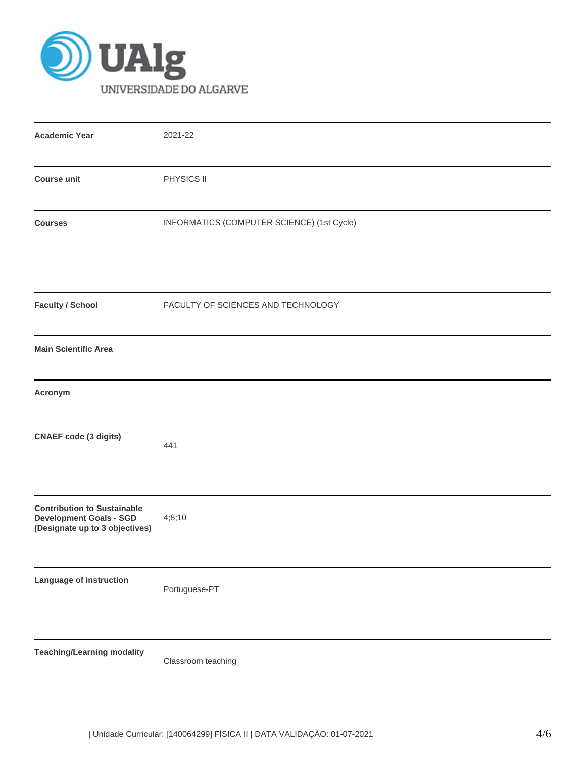| | |
|---|---|
| **Academic Year** | 2021-22 |
| **Course unit** | PHYSICS II |
| **Courses** | INFORMATICS (COMPUTER SCIENCE) (1st Cycle) |
| **Faculty / School** | FACULTY OF SCIENCES AND TECHNOLOGY |
| **Main Scientific Area** | |
| **Acronym** | |
| **CNAEF code (3 digits)** | 441 |
| **Contribution to Sustainable Development Goals - SGD (Designate up to 3 objectives)** | 4;8;10 |
| **Language of instruction** | Portuguese-PT |
| **Teaching/Learning modality** | Classroom teaching |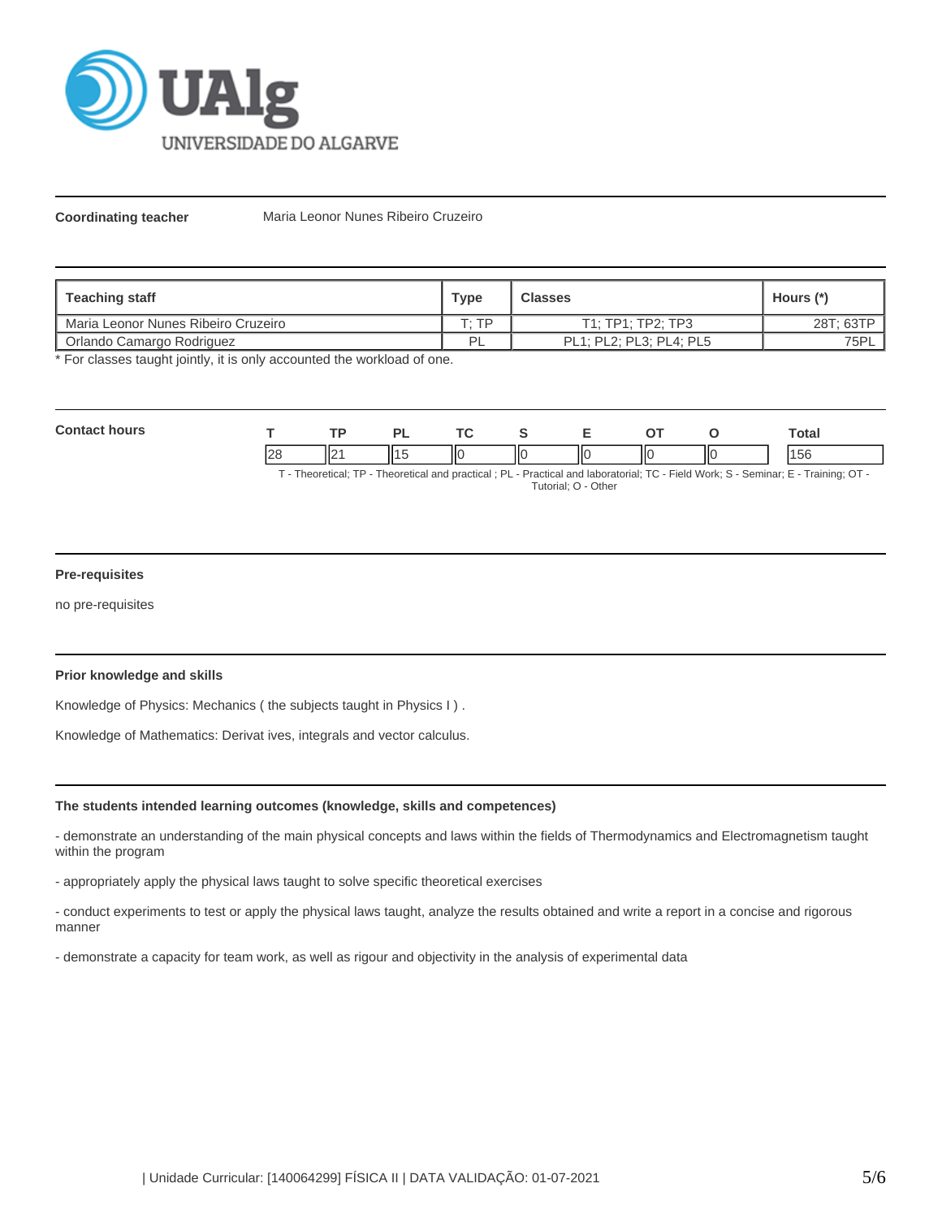**Coordinating teacher** Maria Leonor Nunes Ribeiro Cruzeiro

| Teaching staff | Type | Classes | Hours (*) |
|---|---|---|---|
| Maria Leonor Nunes Ribeiro Cruzeiro | T; TP | T1; TP1; TP2; TP3 | 28T; 63TP |
| Orlando Camargo Rodriguez | PL | PL1; PL2; PL3; PL4; PL5 | 75PL |

* For classes taught jointly, it is only accounted the workload of one.

**Contact hours**

| T | TP | PL | TC | S | E | OT | O | Total |
|---|---|---|---|---|---|---|---|---|
| 28 | 21 | 15 | 0 | 0 | 0 | 0 | 0 | 156 |

T - Theoretical; TP - Theoretical and practical ; PL - Practical and laboratorial; TC - Field Work; S - Seminar; E - Training; OT - Tutorial; O - Other

**Pre-requisites**

no pre-requisites

**Prior knowledge and skills**

Knowledge of Physics: Mechanics ( the subjects taught in Physics I ) .

Knowledge of Mathematics: Derivat ives, integrals and vector calculus.

**The students intended learning outcomes (knowledge, skills and competences)**

- demonstrate an understanding of the main physical concepts and laws within the fields of Thermodynamics and Electromagnetism taught within the program

- appropriately apply the physical laws taught to solve specific theoretical exercises

- conduct experiments to test or apply the physical laws taught, analyze the results obtained and write a report in a concise and rigorous manner

- demonstrate a capacity for team work, as well as rigour and objectivity in the analysis of experimental data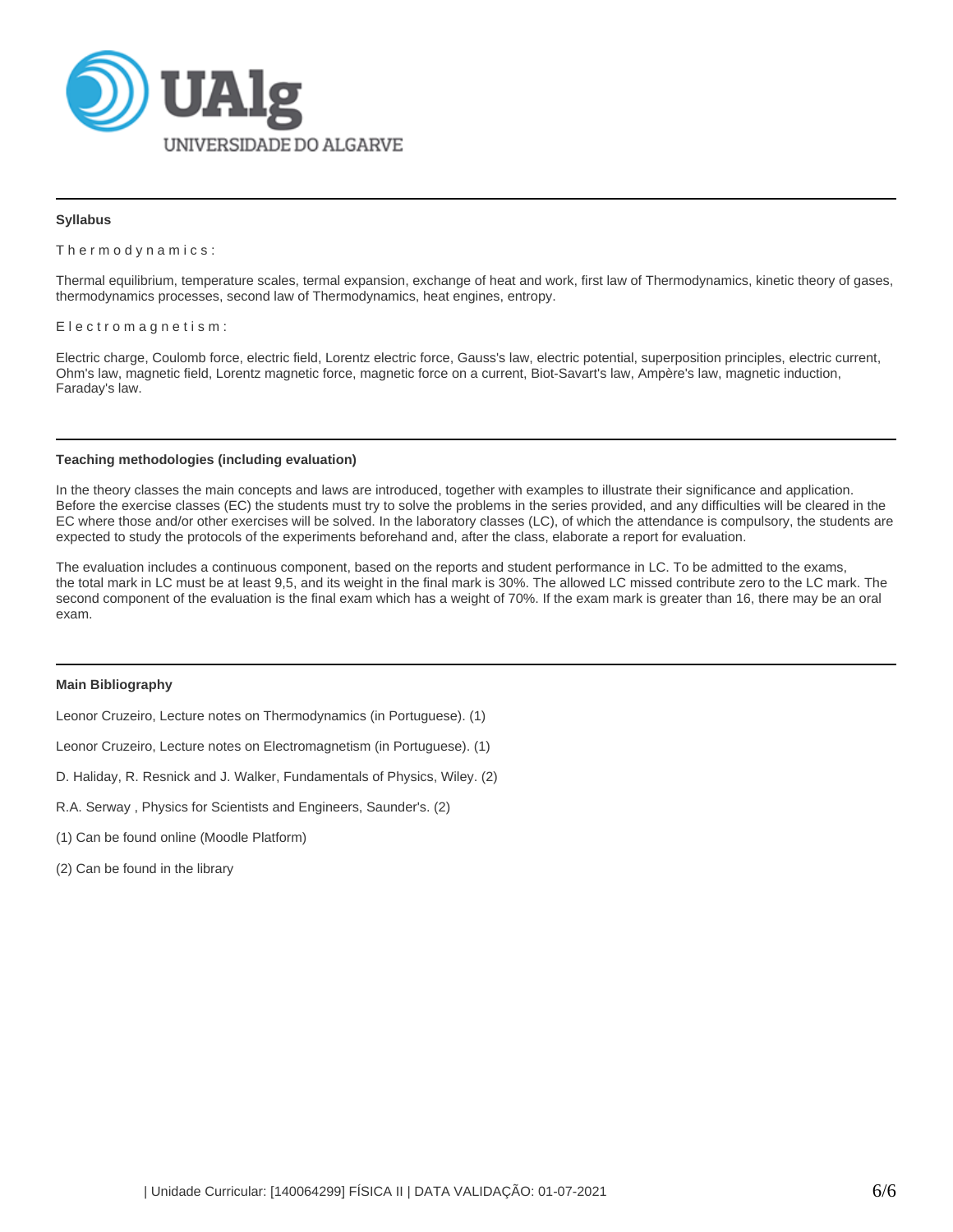**Syllabus**

Thermodynamics:

Thermal equilibrium, temperature scales, termal expansion, exchange of heat and work, first law of Thermodynamics, kinetic theory of gases, thermodynamics processes, second law of Thermodynamics, heat engines, entropy.

Electromagnetism:

Electric charge, Coulomb force, electric field, Lorentz electric force, Gauss's law, electric potential, superposition principles, electric current, Ohm's law, magnetic field, Lorentz magnetic force, magnetic force on a current, Biot-Savart's law, Ampère's law, magnetic induction, Faraday's law.

**Teaching methodologies (including evaluation)**

In the theory classes the main concepts and laws are introduced, together with examples to illustrate their significance and application. Before the exercise classes (EC) the students must try to solve the problems in the series provided, and any difficulties will be cleared in the EC where those and/or other exercises will be solved. In the laboratory classes (LC), of which the attendance is compulsory, the students are expected to study the protocols of the experiments beforehand and, after the class, elaborate a report for evaluation.

The evaluation includes a continuous component, based on the reports and student performance in LC. To be admitted to the exams, the total mark in LC must be at least 9,5, and its weight in the final mark is 30%. The allowed LC missed contribute zero to the LC mark. The second component of the evaluation is the final exam which has a weight of 70%. If the exam mark is greater than 16, there may be an oral exam.

**Main Bibliography**

Leonor Cruzeiro, Lecture notes on Thermodynamics (in Portuguese). (1)

Leonor Cruzeiro, Lecture notes on Electromagnetism (in Portuguese). (1)

D. Haliday, R. Resnick and J. Walker, Fundamentals of Physics, Wiley. (2)

R.A. Serway , Physics for Scientists and Engineers, Saunder's. (2)

(1) Can be found online (Moodle Platform)

(2) Can be found in the library